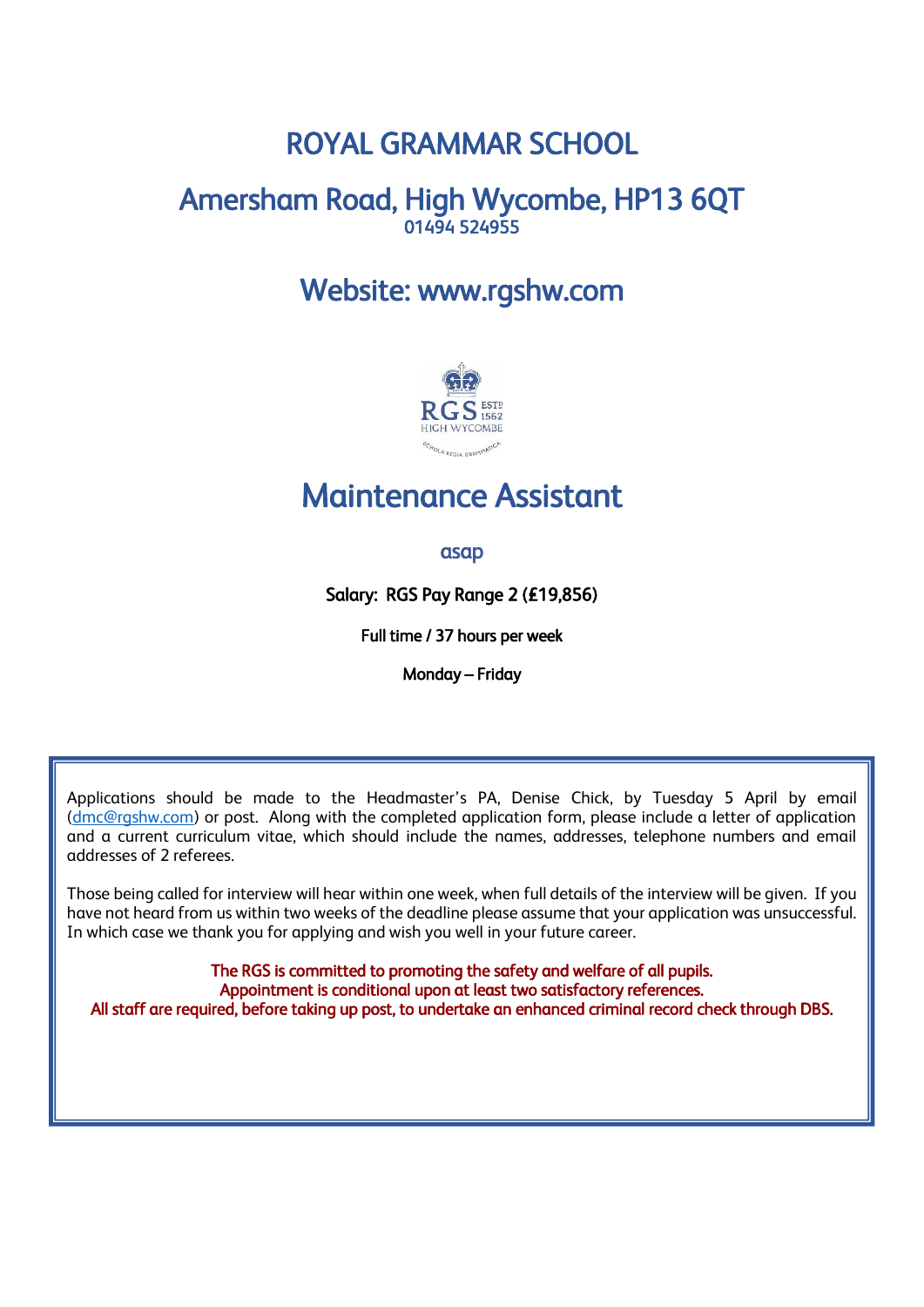# ROYAL GRAMMAR SCHOOL

## Amersham Road, High Wycombe, HP13 6QT

01494 524955

## Website: www.rgshw.com

# Maintenance Assistant

asap

**Salary: RGS Pay Range 2 (£19,856)**

**Full time / 37 hours per week**

**Monday – Friday**

Applications should be made to the Headmaster's PA, Denise Chick, by Tuesday 5 April by email (dmc@rgshw.com) or post. Along with the completed application form, please include a letter of application and a current curriculum vitae, which should include the names, addresses, telephone numbers and email addresses of 2 referees.

Those being called for interview will hear within one week, when full details of the interview will be given. If you have not heard from us within two weeks of the deadline please assume that your application was unsuccessful. In which case we thank you for applying and wish you well in your future career.

**The RGS is committed to promoting the safety and welfare of all pupils.**
**Appointment is conditional upon at least two satisfactory references.**
**All staff are required, before taking up post, to undertake an enhanced criminal record check through DBS.**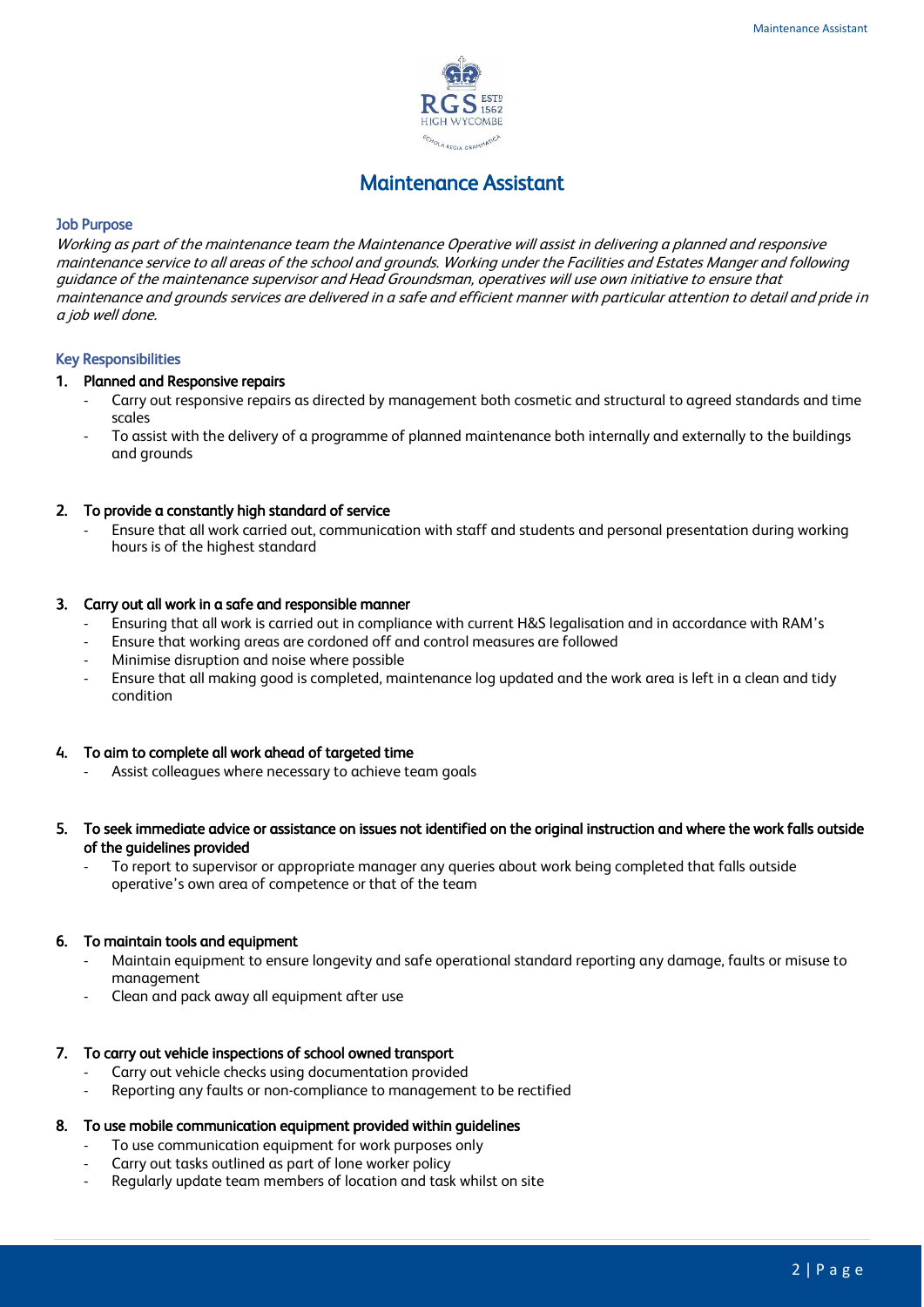# Maintenance Assistant

## Job Purpose

*Working as part of the maintenance team the Maintenance Operative will assist in delivering a planned and responsive maintenance service to all areas of the school and grounds. Working under the Facilities and Estates Manger and following guidance of the maintenance supervisor and Head Groundsman, operatives will use own initiative to ensure that maintenance and grounds services are delivered in a safe and efficient manner with particular attention to detail and pride in a job well done.*

## Key Responsibilities

1. **Planned and Responsive repairs**
   - Carry out responsive repairs as directed by management both cosmetic and structural to agreed standards and time scales
   - To assist with the delivery of a programme of planned maintenance both internally and externally to the buildings and grounds

2. **To provide a constantly high standard of service**
   - Ensure that all work carried out, communication with staff and students and personal presentation during working hours is of the highest standard

3. **Carry out all work in a safe and responsible manner**
   - Ensuring that all work is carried out in compliance with current H&S legalisation and in accordance with RAM's
   - Ensure that working areas are cordoned off and control measures are followed
   - Minimise disruption and noise where possible
   - Ensure that all making good is completed, maintenance log updated and the work area is left in a clean and tidy condition

4. **To aim to complete all work ahead of targeted time**
   - Assist colleagues where necessary to achieve team goals

5. **To seek immediate advice or assistance on issues not identified on the original instruction and where the work falls outside of the guidelines provided**
   - To report to supervisor or appropriate manager any queries about work being completed that falls outside operative's own area of competence or that of the team

6. **To maintain tools and equipment**
   - Maintain equipment to ensure longevity and safe operational standard reporting any damage, faults or misuse to management
   - Clean and pack away all equipment after use

7. **To carry out vehicle inspections of school owned transport**
   - Carry out vehicle checks using documentation provided
   - Reporting any faults or non-compliance to management to be rectified

8. **To use mobile communication equipment provided within guidelines**
   - To use communication equipment for work purposes only
   - Carry out tasks outlined as part of lone worker policy
   - Regularly update team members of location and task whilst on site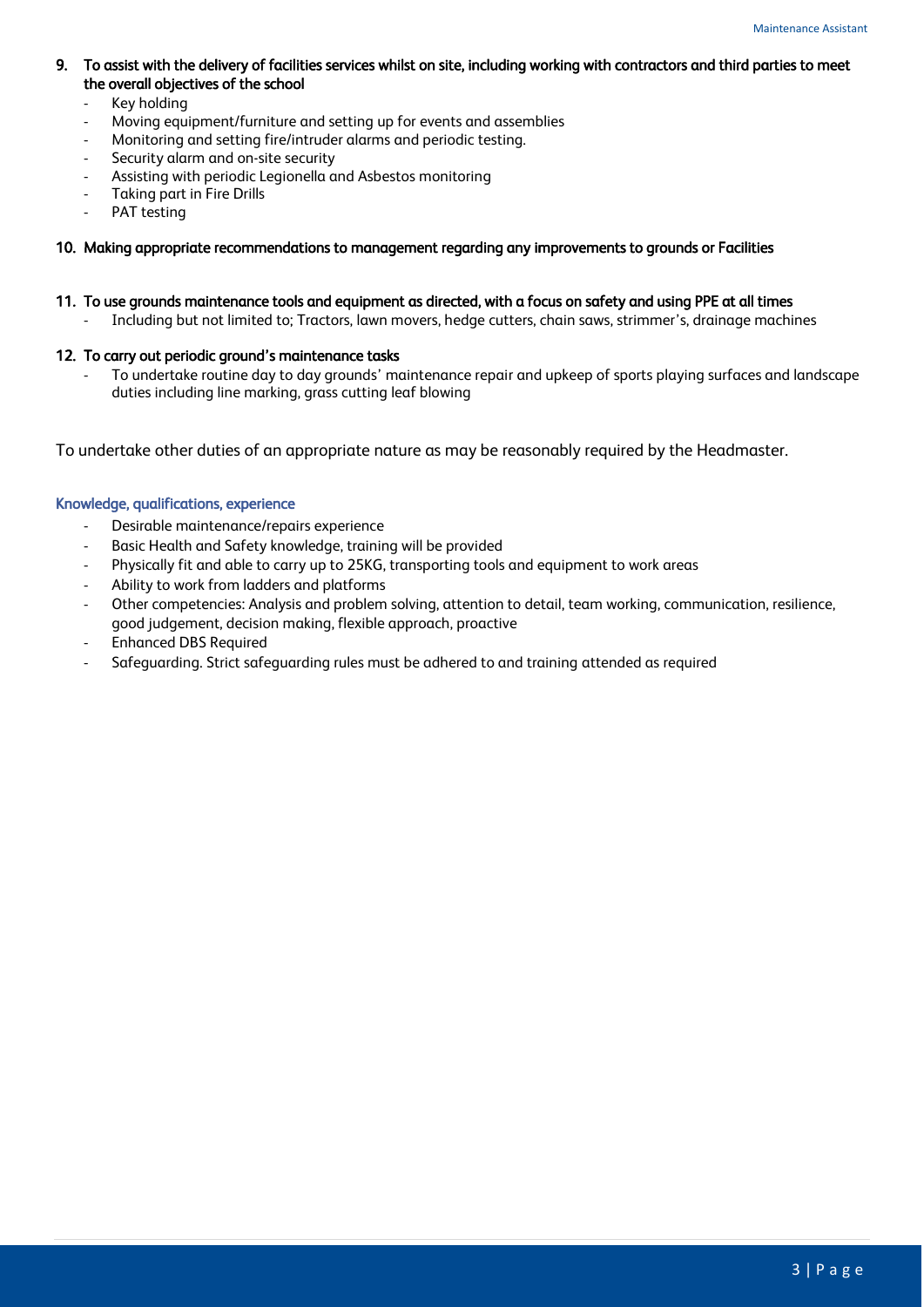9. **To assist with the delivery of facilities services whilst on site, including working with contractors and third parties to meet the overall objectives of the school**
    - Key holding
    - Moving equipment/furniture and setting up for events and assemblies
    - Monitoring and setting fire/intruder alarms and periodic testing.
    - Security alarm and on-site security
    - Assisting with periodic Legionella and Asbestos monitoring
    - Taking part in Fire Drills
    - PAT testing

10. **Making appropriate recommendations to management regarding any improvements to grounds or Facilities**

11. **To use grounds maintenance tools and equipment as directed, with a focus on safety and using PPE at all times**
    - Including but not limited to; Tractors, lawn movers, hedge cutters, chain saws, strimmer's, drainage machines

12. **To carry out periodic ground's maintenance tasks**
    - To undertake routine day to day grounds' maintenance repair and upkeep of sports playing surfaces and landscape duties including line marking, grass cutting leaf blowing

To undertake other duties of an appropriate nature as may be reasonably required by the Headmaster.

### Knowledge, qualifications, experience

- Desirable maintenance/repairs experience
- Basic Health and Safety knowledge, training will be provided
- Physically fit and able to carry up to 25KG, transporting tools and equipment to work areas
- Ability to work from ladders and platforms
- Other competencies: Analysis and problem solving, attention to detail, team working, communication, resilience, good judgement, decision making, flexible approach, proactive
- Enhanced DBS Required
- Safeguarding. Strict safeguarding rules must be adhered to and training attended as required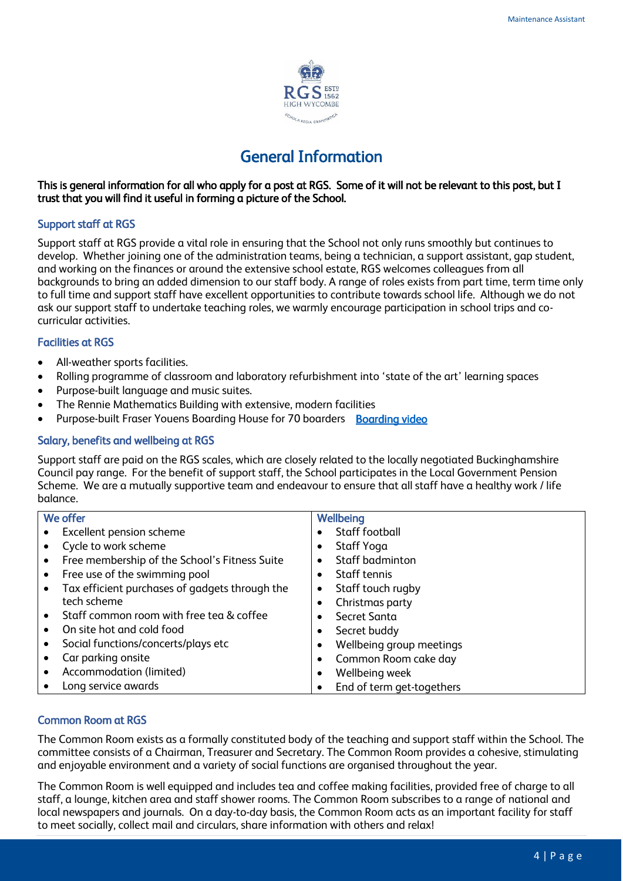# General Information

**This is general information for all who apply for a post at RGS. Some of it will not be relevant to this post, but I trust that you will find it useful in forming a picture of the School.**

## Support staff at RGS

Support staff at RGS provide a vital role in ensuring that the School not only runs smoothly but continues to develop. Whether joining one of the administration teams, being a technician, a support assistant, gap student, and working on the finances or around the extensive school estate, RGS welcomes colleagues from all backgrounds to bring an added dimension to our staff body. A range of roles exists from part time, term time only to full time and support staff have excellent opportunities to contribute towards school life. Although we do not ask our support staff to undertake teaching roles, we warmly encourage participation in school trips and co-curricular activities.

## Facilities at RGS

- All-weather sports facilities.
- Rolling programme of classroom and laboratory refurbishment into 'state of the art' learning spaces
- Purpose-built language and music suites.
- The Rennie Mathematics Building with extensive, modern facilities
- Purpose-built Fraser Youens Boarding House for 70 boarders [Boarding video]

## Salary, benefits and wellbeing at RGS

Support staff are paid on the RGS scales, which are closely related to the locally negotiated Buckinghamshire Council pay range. For the benefit of support staff, the School participates in the Local Government Pension Scheme. We are a mutually supportive team and endeavour to ensure that all staff have a healthy work / life balance.

| We offer | Wellbeing |
|---|---|
| • Excellent pension scheme | • Staff football |
| • Cycle to work scheme | • Staff Yoga |
| • Free membership of the School's Fitness Suite | • Staff badminton |
| • Free use of the swimming pool | • Staff tennis |
| • Tax efficient purchases of gadgets through the tech scheme | • Staff touch rugby |
| | • Christmas party |
| • Staff common room with free tea & coffee | • Secret Santa |
| • On site hot and cold food | • Secret buddy |
| • Social functions/concerts/plays etc | • Wellbeing group meetings |
| • Car parking onsite | • Common Room cake day |
| • Accommodation (limited) | • Wellbeing week |
| • Long service awards | • End of term get-togethers |

## Common Room at RGS

The Common Room exists as a formally constituted body of the teaching and support staff within the School. The committee consists of a Chairman, Treasurer and Secretary. The Common Room provides a cohesive, stimulating and enjoyable environment and a variety of social functions are organised throughout the year.

The Common Room is well equipped and includes tea and coffee making facilities, provided free of charge to all staff, a lounge, kitchen area and staff shower rooms. The Common Room subscribes to a range of national and local newspapers and journals. On a day-to-day basis, the Common Room acts as an important facility for staff to meet socially, collect mail and circulars, share information with others and relax!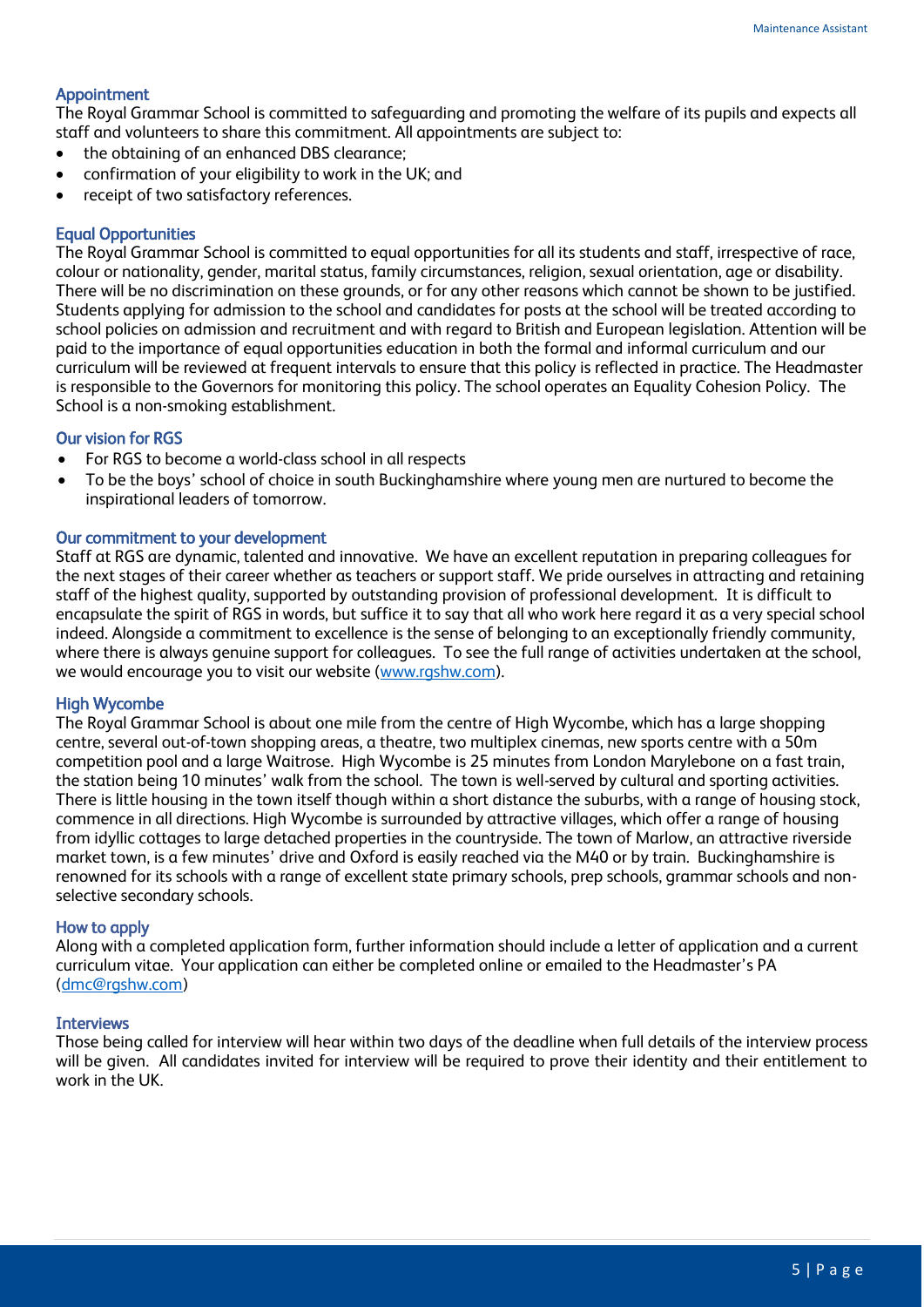## Appointment

The Royal Grammar School is committed to safeguarding and promoting the welfare of its pupils and expects all staff and volunteers to share this commitment. All appointments are subject to:

- the obtaining of an enhanced DBS clearance;
- confirmation of your eligibility to work in the UK; and
- receipt of two satisfactory references.

## Equal Opportunities

The Royal Grammar School is committed to equal opportunities for all its students and staff, irrespective of race, colour or nationality, gender, marital status, family circumstances, religion, sexual orientation, age or disability. There will be no discrimination on these grounds, or for any other reasons which cannot be shown to be justified. Students applying for admission to the school and candidates for posts at the school will be treated according to school policies on admission and recruitment and with regard to British and European legislation. Attention will be paid to the importance of equal opportunities education in both the formal and informal curriculum and our curriculum will be reviewed at frequent intervals to ensure that this policy is reflected in practice. The Headmaster is responsible to the Governors for monitoring this policy. The school operates an Equality Cohesion Policy. The School is a non-smoking establishment.

## Our vision for RGS

- For RGS to become a world-class school in all respects
- To be the boys' school of choice in south Buckinghamshire where young men are nurtured to become the inspirational leaders of tomorrow.

## Our commitment to your development

Staff at RGS are dynamic, talented and innovative. We have an excellent reputation in preparing colleagues for the next stages of their career whether as teachers or support staff. We pride ourselves in attracting and retaining staff of the highest quality, supported by outstanding provision of professional development. It is difficult to encapsulate the spirit of RGS in words, but suffice it to say that all who work here regard it as a very special school indeed. Alongside a commitment to excellence is the sense of belonging to an exceptionally friendly community, where there is always genuine support for colleagues. To see the full range of activities undertaken at the school, we would encourage you to visit our website (www.rgshw.com).

## High Wycombe

The Royal Grammar School is about one mile from the centre of High Wycombe, which has a large shopping centre, several out-of-town shopping areas, a theatre, two multiplex cinemas, new sports centre with a 50m competition pool and a large Waitrose. High Wycombe is 25 minutes from London Marylebone on a fast train, the station being 10 minutes' walk from the school. The town is well-served by cultural and sporting activities. There is little housing in the town itself though within a short distance the suburbs, with a range of housing stock, commence in all directions. High Wycombe is surrounded by attractive villages, which offer a range of housing from idyllic cottages to large detached properties in the countryside. The town of Marlow, an attractive riverside market town, is a few minutes' drive and Oxford is easily reached via the M40 or by train. Buckinghamshire is renowned for its schools with a range of excellent state primary schools, prep schools, grammar schools and non-selective secondary schools.

## How to apply

Along with a completed application form, further information should include a letter of application and a current curriculum vitae. Your application can either be completed online or emailed to the Headmaster's PA (dmc@rgshw.com)

## Interviews

Those being called for interview will hear within two days of the deadline when full details of the interview process will be given. All candidates invited for interview will be required to prove their identity and their entitlement to work in the UK.